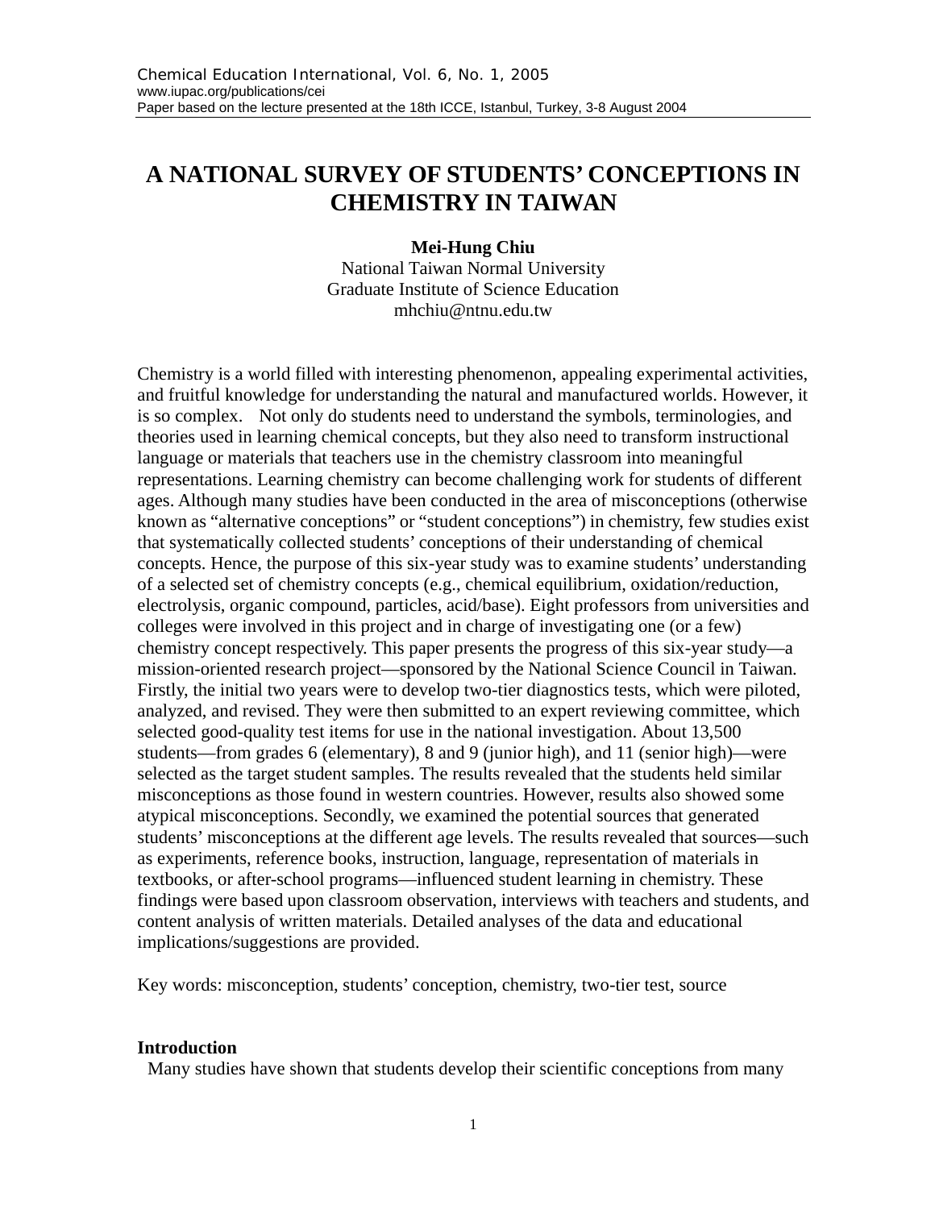# A NATIONAL SURVEY OF STUDENTS' CONCEPTIONS IN CHEMISTRY IN TAIWAN

**Mei-Hung Chiu**
National Taiwan Normal University
Graduate Institute of Science Education
mhchiu@ntnu.edu.tw

Chemistry is a world filled with interesting phenomenon, appealing experimental activities, and fruitful knowledge for understanding the natural and manufactured worlds. However, it is so complex. Not only do students need to understand the symbols, terminologies, and theories used in learning chemical concepts, but they also need to transform instructional language or materials that teachers use in the chemistry classroom into meaningful representations. Learning chemistry can become challenging work for students of different ages. Although many studies have been conducted in the area of misconceptions (otherwise known as "alternative conceptions" or "student conceptions") in chemistry, few studies exist that systematically collected students' conceptions of their understanding of chemical concepts. Hence, the purpose of this six-year study was to examine students' understanding of a selected set of chemistry concepts (e.g., chemical equilibrium, oxidation/reduction, electrolysis, organic compound, particles, acid/base). Eight professors from universities and colleges were involved in this project and in charge of investigating one (or a few) chemistry concept respectively. This paper presents the progress of this six-year study—a mission-oriented research project—sponsored by the National Science Council in Taiwan. Firstly, the initial two years were to develop two-tier diagnostics tests, which were piloted, analyzed, and revised. They were then submitted to an expert reviewing committee, which selected good-quality test items for use in the national investigation. About 13,500 students—from grades 6 (elementary), 8 and 9 (junior high), and 11 (senior high)—were selected as the target student samples. The results revealed that the students held similar misconceptions as those found in western countries. However, results also showed some atypical misconceptions. Secondly, we examined the potential sources that generated students' misconceptions at the different age levels. The results revealed that sources—such as experiments, reference books, instruction, language, representation of materials in textbooks, or after-school programs—influenced student learning in chemistry. These findings were based upon classroom observation, interviews with teachers and students, and content analysis of written materials. Detailed analyses of the data and educational implications/suggestions are provided.

Key words: misconception, students' conception, chemistry, two-tier test, source

## Introduction

Many studies have shown that students develop their scientific conceptions from many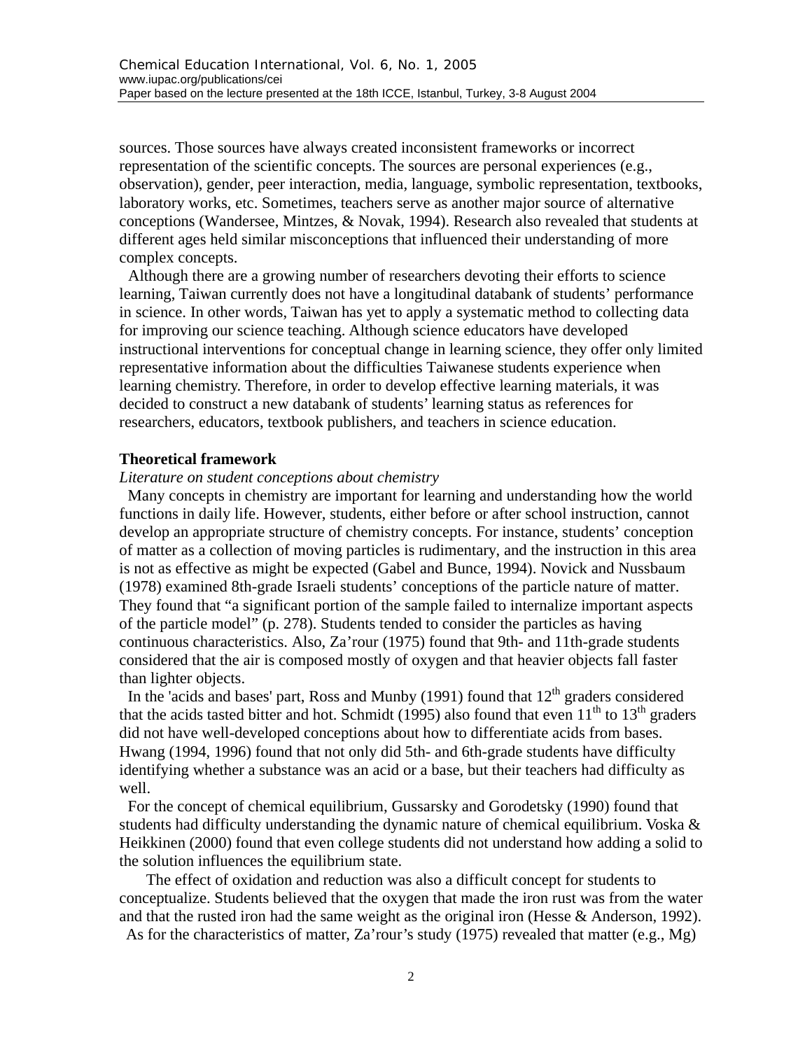sources. Those sources have always created inconsistent frameworks or incorrect representation of the scientific concepts. The sources are personal experiences (e.g., observation), gender, peer interaction, media, language, symbolic representation, textbooks, laboratory works, etc. Sometimes, teachers serve as another major source of alternative conceptions (Wandersee, Mintzes, & Novak, 1994). Research also revealed that students at different ages held similar misconceptions that influenced their understanding of more complex concepts.

Although there are a growing number of researchers devoting their efforts to science learning, Taiwan currently does not have a longitudinal databank of students' performance in science. In other words, Taiwan has yet to apply a systematic method to collecting data for improving our science teaching. Although science educators have developed instructional interventions for conceptual change in learning science, they offer only limited representative information about the difficulties Taiwanese students experience when learning chemistry. Therefore, in order to develop effective learning materials, it was decided to construct a new databank of students' learning status as references for researchers, educators, textbook publishers, and teachers in science education.

**Theoretical framework**

*Literature on student conceptions about chemistry*

Many concepts in chemistry are important for learning and understanding how the world functions in daily life. However, students, either before or after school instruction, cannot develop an appropriate structure of chemistry concepts. For instance, students' conception of matter as a collection of moving particles is rudimentary, and the instruction in this area is not as effective as might be expected (Gabel and Bunce, 1994). Novick and Nussbaum (1978) examined 8th-grade Israeli students' conceptions of the particle nature of matter. They found that "a significant portion of the sample failed to internalize important aspects of the particle model" (p. 278). Students tended to consider the particles as having continuous characteristics. Also, Za'rour (1975) found that 9th- and 11th-grade students considered that the air is composed mostly of oxygen and that heavier objects fall faster than lighter objects.

In the 'acids and bases' part, Ross and Munby (1991) found that 12th graders considered that the acids tasted bitter and hot. Schmidt (1995) also found that even 11th to 13th graders did not have well-developed conceptions about how to differentiate acids from bases. Hwang (1994, 1996) found that not only did 5th- and 6th-grade students have difficulty identifying whether a substance was an acid or a base, but their teachers had difficulty as well.

For the concept of chemical equilibrium, Gussarsky and Gorodetsky (1990) found that students had difficulty understanding the dynamic nature of chemical equilibrium. Voska & Heikkinen (2000) found that even college students did not understand how adding a solid to the solution influences the equilibrium state.

The effect of oxidation and reduction was also a difficult concept for students to conceptualize. Students believed that the oxygen that made the iron rust was from the water and that the rusted iron had the same weight as the original iron (Hesse & Anderson, 1992).

As for the characteristics of matter, Za'rour's study (1975) revealed that matter (e.g., Mg)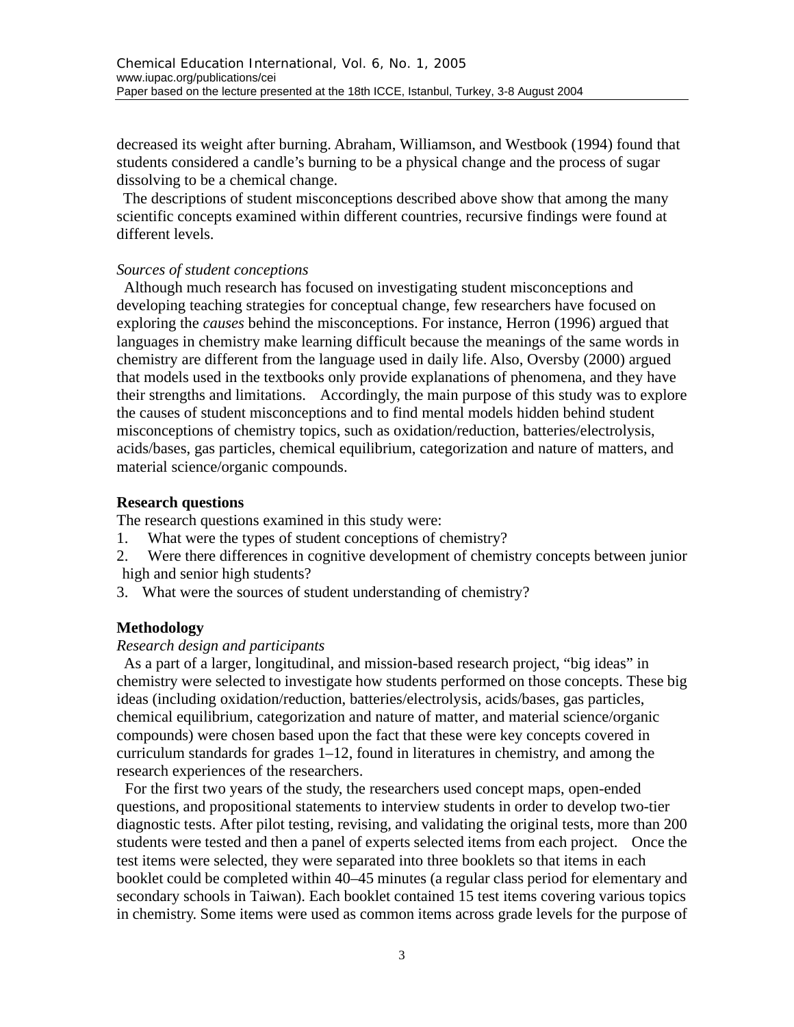decreased its weight after burning. Abraham, Williamson, and Westbook (1994) found that students considered a candle's burning to be a physical change and the process of sugar dissolving to be a chemical change.

The descriptions of student misconceptions described above show that among the many scientific concepts examined within different countries, recursive findings were found at different levels.

*Sources of student conceptions*

Although much research has focused on investigating student misconceptions and developing teaching strategies for conceptual change, few researchers have focused on exploring the *causes* behind the misconceptions. For instance, Herron (1996) argued that languages in chemistry make learning difficult because the meanings of the same words in chemistry are different from the language used in daily life. Also, Oversby (2000) argued that models used in the textbooks only provide explanations of phenomena, and they have their strengths and limitations. Accordingly, the main purpose of this study was to explore the causes of student misconceptions and to find mental models hidden behind student misconceptions of chemistry topics, such as oxidation/reduction, batteries/electrolysis, acids/bases, gas particles, chemical equilibrium, categorization and nature of matters, and material science/organic compounds.

**Research questions**

The research questions examined in this study were:

1. What were the types of student conceptions of chemistry?
2. Were there differences in cognitive development of chemistry concepts between junior high and senior high students?
3. What were the sources of student understanding of chemistry?

**Methodology**

*Research design and participants*

As a part of a larger, longitudinal, and mission-based research project, "big ideas" in chemistry were selected to investigate how students performed on those concepts. These big ideas (including oxidation/reduction, batteries/electrolysis, acids/bases, gas particles, chemical equilibrium, categorization and nature of matter, and material science/organic compounds) were chosen based upon the fact that these were key concepts covered in curriculum standards for grades 1–12, found in literatures in chemistry, and among the research experiences of the researchers.

For the first two years of the study, the researchers used concept maps, open-ended questions, and propositional statements to interview students in order to develop two-tier diagnostic tests. After pilot testing, revising, and validating the original tests, more than 200 students were tested and then a panel of experts selected items from each project. Once the test items were selected, they were separated into three booklets so that items in each booklet could be completed within 40–45 minutes (a regular class period for elementary and secondary schools in Taiwan). Each booklet contained 15 test items covering various topics in chemistry. Some items were used as common items across grade levels for the purpose of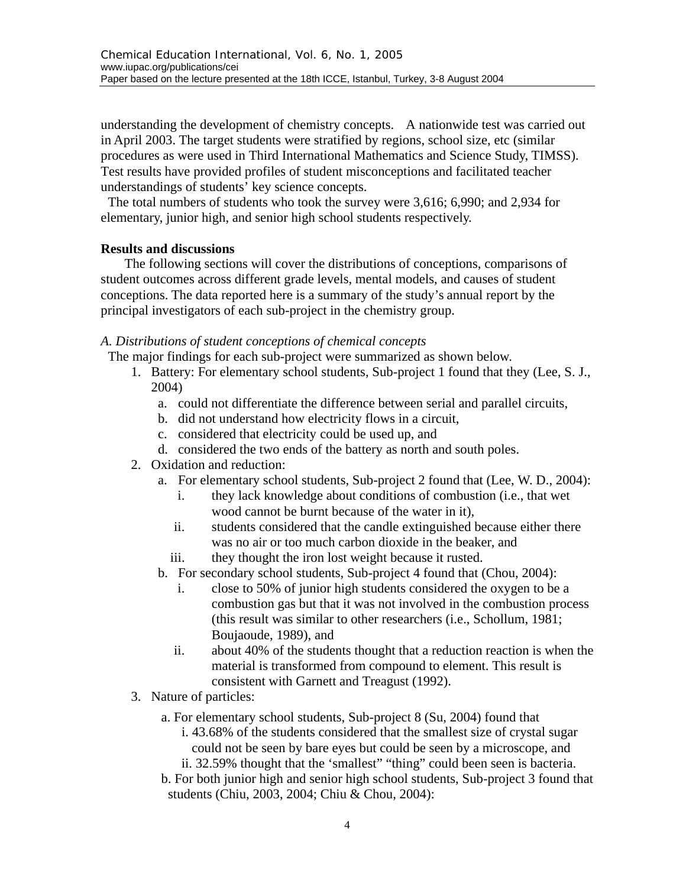understanding the development of chemistry concepts. A nationwide test was carried out in April 2003. The target students were stratified by regions, school size, etc (similar procedures as were used in Third International Mathematics and Science Study, TIMSS). Test results have provided profiles of student misconceptions and facilitated teacher understandings of students' key science concepts.

The total numbers of students who took the survey were 3,616; 6,990; and 2,934 for elementary, junior high, and senior high school students respectively.

**Results and discussions**

The following sections will cover the distributions of conceptions, comparisons of student outcomes across different grade levels, mental models, and causes of student conceptions. The data reported here is a summary of the study's annual report by the principal investigators of each sub-project in the chemistry group.

*A. Distributions of student conceptions of chemical concepts*

The major findings for each sub-project were summarized as shown below.

1. Battery: For elementary school students, Sub-project 1 found that they (Lee, S. J., 2004)
   a. could not differentiate the difference between serial and parallel circuits,
   b. did not understand how electricity flows in a circuit,
   c. considered that electricity could be used up, and
   d. considered the two ends of the battery as north and south poles.
2. Oxidation and reduction:
   a. For elementary school students, Sub-project 2 found that (Lee, W. D., 2004):
      i. they lack knowledge about conditions of combustion (i.e., that wet wood cannot be burnt because of the water in it),
      ii. students considered that the candle extinguished because either there was no air or too much carbon dioxide in the beaker, and
      iii. they thought the iron lost weight because it rusted.
   b. For secondary school students, Sub-project 4 found that (Chou, 2004):
      i. close to 50% of junior high students considered the oxygen to be a combustion gas but that it was not involved in the combustion process (this result was similar to other researchers (i.e., Schollum, 1981; Boujaoude, 1989), and
      ii. about 40% of the students thought that a reduction reaction is when the material is transformed from compound to element. This result is consistent with Garnett and Treagust (1992).
3. Nature of particles:
   a. For elementary school students, Sub-project 8 (Su, 2004) found that
      i. 43.68% of the students considered that the smallest size of crystal sugar could not be seen by bare eyes but could be seen by a microscope, and
      ii. 32.59% thought that the 'smallest' "thing" could been seen is bacteria.
   b. For both junior high and senior high school students, Sub-project 3 found that students (Chiu, 2003, 2004; Chiu & Chou, 2004):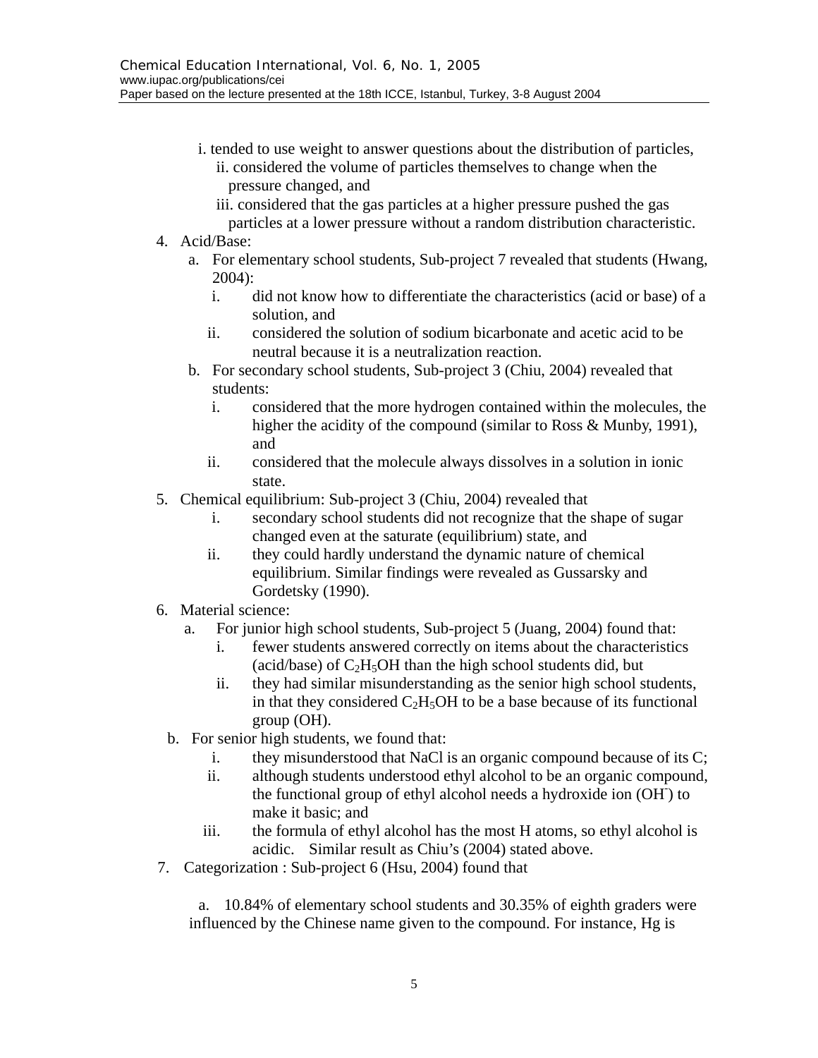i. tended to use weight to answer questions about the distribution of particles,

ii. considered the volume of particles themselves to change when the pressure changed, and

iii. considered that the gas particles at a higher pressure pushed the gas particles at a lower pressure without a random distribution characteristic.

4. Acid/Base:
   a. For elementary school students, Sub-project 7 revealed that students (Hwang, 2004):
      i. did not know how to differentiate the characteristics (acid or base) of a solution, and
      ii. considered the solution of sodium bicarbonate and acetic acid to be neutral because it is a neutralization reaction.
   b. For secondary school students, Sub-project 3 (Chiu, 2004) revealed that students:
      i. considered that the more hydrogen contained within the molecules, the higher the acidity of the compound (similar to Ross & Munby, 1991), and
      ii. considered that the molecule always dissolves in a solution in ionic state.
5. Chemical equilibrium: Sub-project 3 (Chiu, 2004) revealed that
   i. secondary school students did not recognize that the shape of sugar changed even at the saturate (equilibrium) state, and
   ii. they could hardly understand the dynamic nature of chemical equilibrium. Similar findings were revealed as Gussarsky and Gordetsky (1990).
6. Material science:
   a. For junior high school students, Sub-project 5 (Juang, 2004) found that:
      i. fewer students answered correctly on items about the characteristics (acid/base) of $C_2H_5OH$ than the high school students did, but
      ii. they had similar misunderstanding as the senior high school students, in that they considered $C_2H_5OH$ to be a base because of its functional group (OH).
   b. For senior high students, we found that:
      i. they misunderstood that NaCl is an organic compound because of its C;
      ii. although students understood ethyl alcohol to be an organic compound, the functional group of ethyl alcohol needs a hydroxide ion ($OH^-$) to make it basic; and
      iii. the formula of ethyl alcohol has the most H atoms, so ethyl alcohol is acidic. Similar result as Chiu's (2004) stated above.
7. Categorization : Sub-project 6 (Hsu, 2004) found that

   a. 10.84% of elementary school students and 30.35% of eighth graders were influenced by the Chinese name given to the compound. For instance, Hg is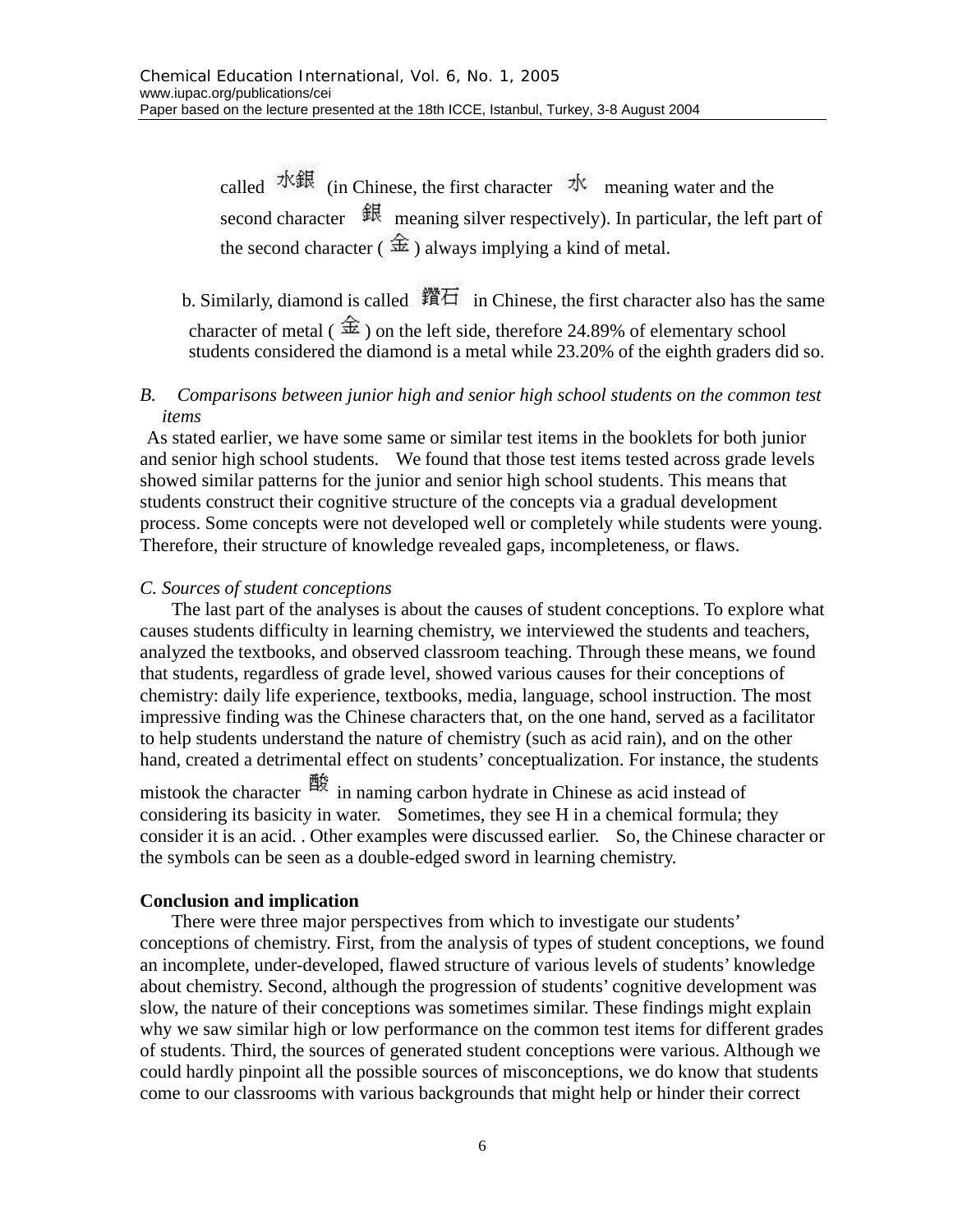called 水銀 (in Chinese, the first character 水 meaning water and the second character 銀 meaning silver respectively). In particular, the left part of the second character (金) always implying a kind of metal.

b. Similarly, diamond is called 鑽石 in Chinese, the first character also has the same character of metal (金) on the left side, therefore 24.89% of elementary school students considered the diamond is a metal while 23.20% of the eighth graders did so.

*B. Comparisons between junior high and senior high school students on the common test items*

As stated earlier, we have some same or similar test items in the booklets for both junior and senior high school students. We found that those test items tested across grade levels showed similar patterns for the junior and senior high school students. This means that students construct their cognitive structure of the concepts via a gradual development process. Some concepts were not developed well or completely while students were young. Therefore, their structure of knowledge revealed gaps, incompleteness, or flaws.

*C. Sources of student conceptions*

The last part of the analyses is about the causes of student conceptions. To explore what causes students difficulty in learning chemistry, we interviewed the students and teachers, analyzed the textbooks, and observed classroom teaching. Through these means, we found that students, regardless of grade level, showed various causes for their conceptions of chemistry: daily life experience, textbooks, media, language, school instruction. The most impressive finding was the Chinese characters that, on the one hand, served as a facilitator to help students understand the nature of chemistry (such as acid rain), and on the other hand, created a detrimental effect on students' conceptualization. For instance, the students mistook the character 酸 in naming carbon hydrate in Chinese as acid instead of considering its basicity in water. Sometimes, they see H in a chemical formula; they consider it is an acid. . Other examples were discussed earlier. So, the Chinese character or the symbols can be seen as a double-edged sword in learning chemistry.

**Conclusion and implication**

There were three major perspectives from which to investigate our students' conceptions of chemistry. First, from the analysis of types of student conceptions, we found an incomplete, under-developed, flawed structure of various levels of students' knowledge about chemistry. Second, although the progression of students' cognitive development was slow, the nature of their conceptions was sometimes similar. These findings might explain why we saw similar high or low performance on the common test items for different grades of students. Third, the sources of generated student conceptions were various. Although we could hardly pinpoint all the possible sources of misconceptions, we do know that students come to our classrooms with various backgrounds that might help or hinder their correct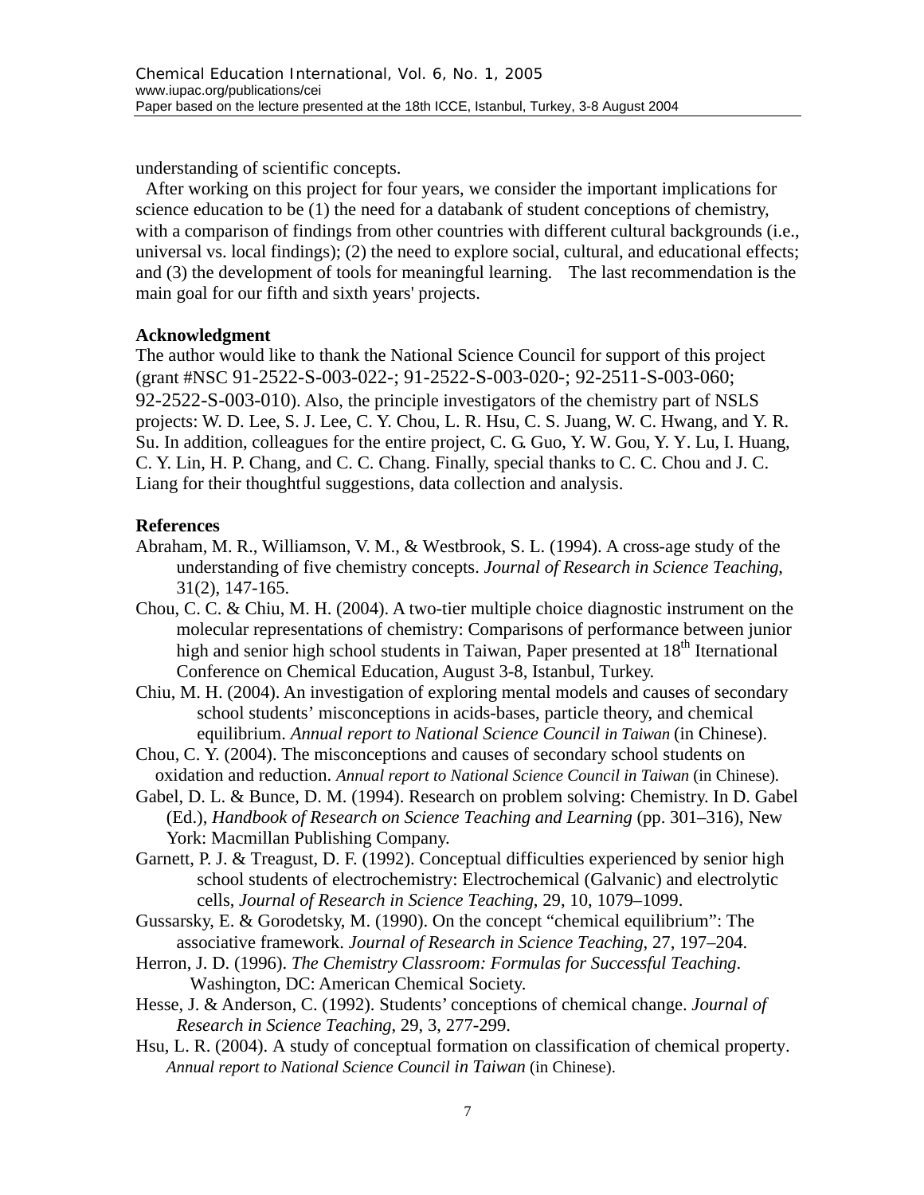understanding of scientific concepts.

After working on this project for four years, we consider the important implications for science education to be (1) the need for a databank of student conceptions of chemistry, with a comparison of findings from other countries with different cultural backgrounds (i.e., universal vs. local findings); (2) the need to explore social, cultural, and educational effects; and (3) the development of tools for meaningful learning. The last recommendation is the main goal for our fifth and sixth years' projects.

**Acknowledgment**

The author would like to thank the National Science Council for support of this project (grant #NSC 91-2522-S-003-022-; 91-2522-S-003-020-; 92-2511-S-003-060; 92-2522-S-003-010). Also, the principle investigators of the chemistry part of NSLS projects: W. D. Lee, S. J. Lee, C. Y. Chou, L. R. Hsu, C. S. Juang, W. C. Hwang, and Y. R. Su. In addition, colleagues for the entire project, C. G. Guo, Y. W. Gou, Y. Y. Lu, I. Huang, C. Y. Lin, H. P. Chang, and C. C. Chang. Finally, special thanks to C. C. Chou and J. C. Liang for their thoughtful suggestions, data collection and analysis.

**References**

Abraham, M. R., Williamson, V. M., & Westbrook, S. L. (1994). A cross-age study of the understanding of five chemistry concepts. *Journal of Research in Science Teaching*, 31(2), 147-165.

Chou, C. C. & Chiu, M. H. (2004). A two-tier multiple choice diagnostic instrument on the molecular representations of chemistry: Comparisons of performance between junior high and senior high school students in Taiwan, Paper presented at 18th Iternational Conference on Chemical Education, August 3-8, Istanbul, Turkey.

Chiu, M. H. (2004). An investigation of exploring mental models and causes of secondary school students' misconceptions in acids-bases, particle theory, and chemical equilibrium. *Annual report to National Science Council in Taiwan* (in Chinese).

Chou, C. Y. (2004). The misconceptions and causes of secondary school students on oxidation and reduction. *Annual report to National Science Council in Taiwan* (in Chinese).

Gabel, D. L. & Bunce, D. M. (1994). Research on problem solving: Chemistry. In D. Gabel (Ed.), *Handbook of Research on Science Teaching and Learning* (pp. 301–316), New York: Macmillan Publishing Company.

Garnett, P. J. & Treagust, D. F. (1992). Conceptual difficulties experienced by senior high school students of electrochemistry: Electrochemical (Galvanic) and electrolytic cells, *Journal of Research in Science Teaching*, 29, 10, 1079–1099.

Gussarsky, E. & Gorodetsky, M. (1990). On the concept "chemical equilibrium": The associative framework. *Journal of Research in Science Teaching*, 27, 197–204.

Herron, J. D. (1996). *The Chemistry Classroom: Formulas for Successful Teaching*. Washington, DC: American Chemical Society.

Hesse, J. & Anderson, C. (1992). Students' conceptions of chemical change. *Journal of Research in Science Teaching*, 29, 3, 277-299.

Hsu, L. R. (2004). A study of conceptual formation on classification of chemical property. *Annual report to National Science Council in Taiwan* (in Chinese).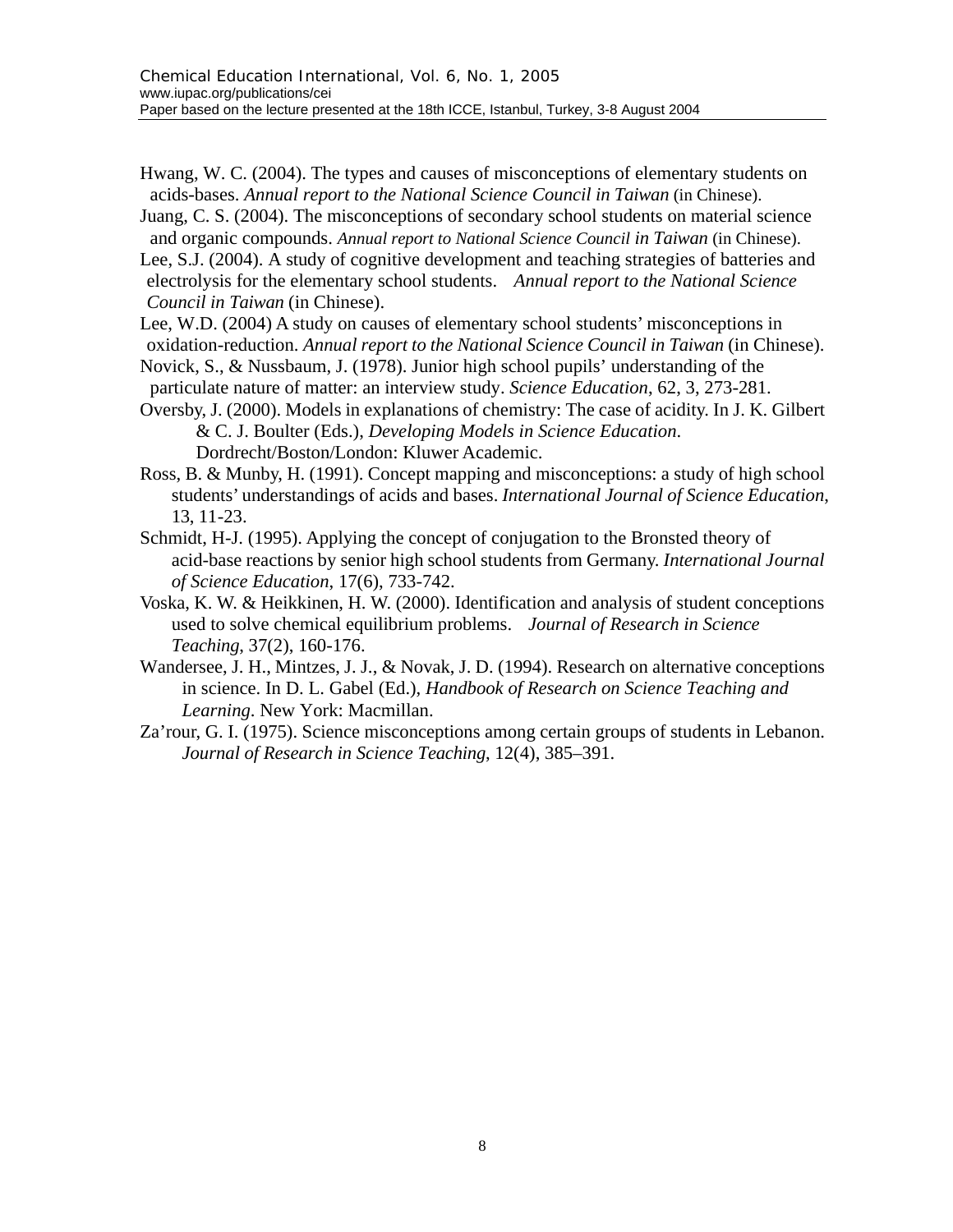Hwang, W. C. (2004). The types and causes of misconceptions of elementary students on acids-bases. *Annual report to the National Science Council in Taiwan* (in Chinese).

Juang, C. S. (2004). The misconceptions of secondary school students on material science and organic compounds. *Annual report to National Science Council in Taiwan* (in Chinese).

Lee, S.J. (2004). A study of cognitive development and teaching strategies of batteries and electrolysis for the elementary school students. *Annual report to the National Science Council in Taiwan* (in Chinese).

Lee, W.D. (2004) A study on causes of elementary school students' misconceptions in oxidation-reduction. *Annual report to the National Science Council in Taiwan* (in Chinese).

Novick, S., & Nussbaum, J. (1978). Junior high school pupils' understanding of the particulate nature of matter: an interview study. *Science Education*, 62, 3, 273-281.

Oversby, J. (2000). Models in explanations of chemistry: The case of acidity. In J. K. Gilbert & C. J. Boulter (Eds.), *Developing Models in Science Education*. Dordrecht/Boston/London: Kluwer Academic.

Ross, B. & Munby, H. (1991). Concept mapping and misconceptions: a study of high school students' understandings of acids and bases. *International Journal of Science Education*, 13, 11-23.

Schmidt, H-J. (1995). Applying the concept of conjugation to the Bronsted theory of acid-base reactions by senior high school students from Germany. *International Journal of Science Education*, 17(6), 733-742.

Voska, K. W. & Heikkinen, H. W. (2000). Identification and analysis of student conceptions used to solve chemical equilibrium problems. *Journal of Research in Science Teaching*, 37(2), 160-176.

Wandersee, J. H., Mintzes, J. J., & Novak, J. D. (1994). Research on alternative conceptions in science. In D. L. Gabel (Ed.), *Handbook of Research on Science Teaching and Learning*. New York: Macmillan.

Za'rour, G. I. (1975). Science misconceptions among certain groups of students in Lebanon. *Journal of Research in Science Teaching*, 12(4), 385–391.